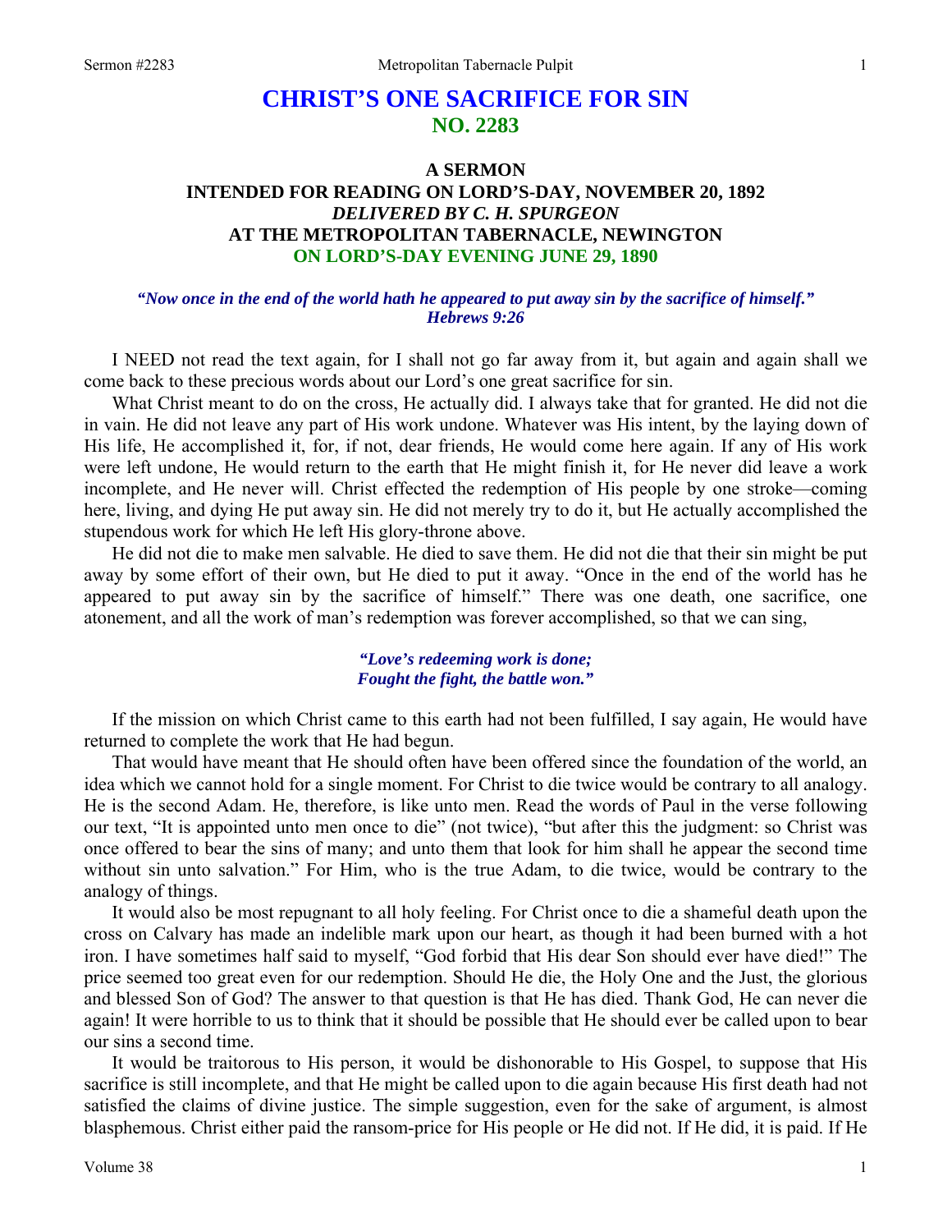# CHRIST'S ONE SACRIFICE FOR SIN
## NO. 2283

### A SERMON
### INTENDED FOR READING ON LORD'S-DAY, NOVEMBER 20, 1892
### *DELIVERED BY C. H. SPURGEON*
### AT THE METROPOLITAN TABERNACLE, NEWINGTON
### ON LORD'S-DAY EVENING JUNE 29, 1890

***"Now once in the end of the world hath he appeared to put away sin by the sacrifice of himself." Hebrews 9:26***

I NEED not read the text again, for I shall not go far away from it, but again and again shall we come back to these precious words about our Lord's one great sacrifice for sin.

What Christ meant to do on the cross, He actually did. I always take that for granted. He did not die in vain. He did not leave any part of His work undone. Whatever was His intent, by the laying down of His life, He accomplished it, for, if not, dear friends, He would come here again. If any of His work were left undone, He would return to the earth that He might finish it, for He never did leave a work incomplete, and He never will. Christ effected the redemption of His people by one stroke—coming here, living, and dying He put away sin. He did not merely try to do it, but He actually accomplished the stupendous work for which He left His glory-throne above.

He did not die to make men salvable. He died to save them. He did not die that their sin might be put away by some effort of their own, but He died to put it away. "Once in the end of the world has he appeared to put away sin by the sacrifice of himself." There was one death, one sacrifice, one atonement, and all the work of man's redemption was forever accomplished, so that we can sing,

> ***"Love's redeeming work is done;***
> ***Fought the fight, the battle won."***

If the mission on which Christ came to this earth had not been fulfilled, I say again, He would have returned to complete the work that He had begun.

That would have meant that He should often have been offered since the foundation of the world, an idea which we cannot hold for a single moment. For Christ to die twice would be contrary to all analogy. He is the second Adam. He, therefore, is like unto men. Read the words of Paul in the verse following our text, "It is appointed unto men once to die" (not twice), "but after this the judgment: so Christ was once offered to bear the sins of many; and unto them that look for him shall he appear the second time without sin unto salvation." For Him, who is the true Adam, to die twice, would be contrary to the analogy of things.

It would also be most repugnant to all holy feeling. For Christ once to die a shameful death upon the cross on Calvary has made an indelible mark upon our heart, as though it had been burned with a hot iron. I have sometimes half said to myself, "God forbid that His dear Son should ever have died!" The price seemed too great even for our redemption. Should He die, the Holy One and the Just, the glorious and blessed Son of God? The answer to that question is that He has died. Thank God, He can never die again! It were horrible to us to think that it should be possible that He should ever be called upon to bear our sins a second time.

It would be traitorous to His person, it would be dishonorable to His Gospel, to suppose that His sacrifice is still incomplete, and that He might be called upon to die again because His first death had not satisfied the claims of divine justice. The simple suggestion, even for the sake of argument, is almost blasphemous. Christ either paid the ransom-price for His people or He did not. If He did, it is paid. If He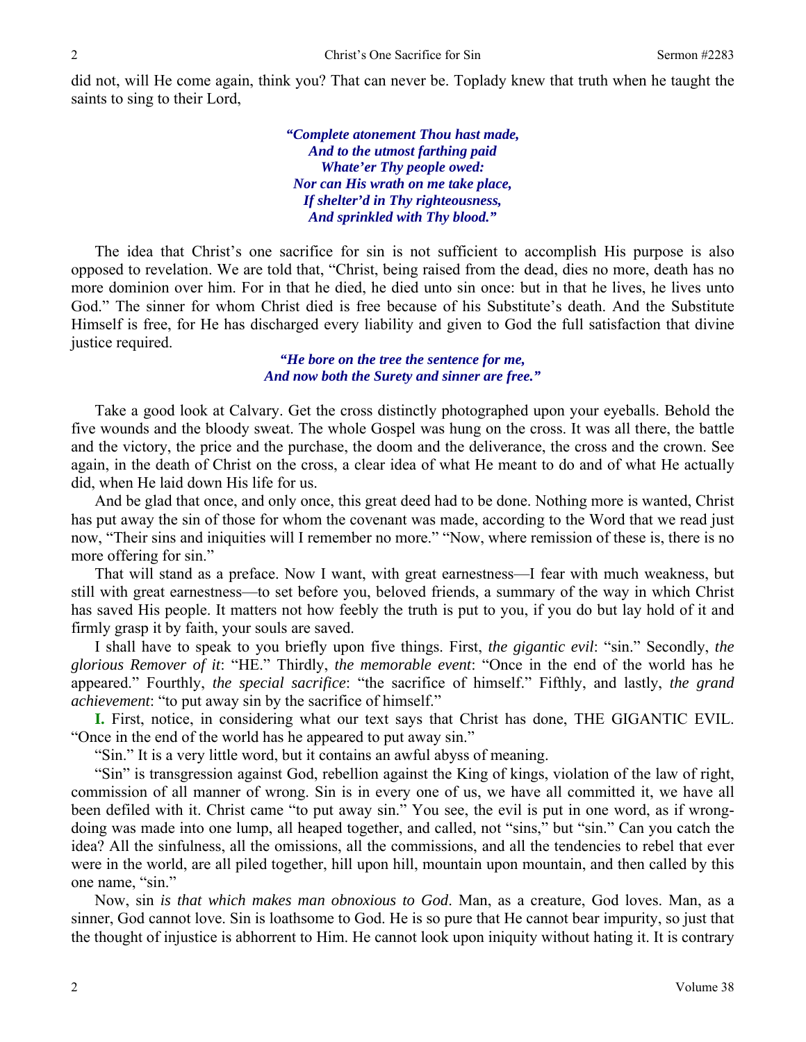did not, will He come again, think you? That can never be. Toplady knew that truth when he taught the saints to sing to their Lord,

> ***"Complete atonement Thou hast made,***
> ***And to the utmost farthing paid***
> ***Whate'er Thy people owed:***
> ***Nor can His wrath on me take place,***
> ***If shelter'd in Thy righteousness,***
> ***And sprinkled with Thy blood."***

The idea that Christ's one sacrifice for sin is not sufficient to accomplish His purpose is also opposed to revelation. We are told that, "Christ, being raised from the dead, dies no more, death has no more dominion over him. For in that he died, he died unto sin once: but in that he lives, he lives unto God." The sinner for whom Christ died is free because of his Substitute's death. And the Substitute Himself is free, for He has discharged every liability and given to God the full satisfaction that divine justice required.

> ***"He bore on the tree the sentence for me,***
> ***And now both the Surety and sinner are free."***

Take a good look at Calvary. Get the cross distinctly photographed upon your eyeballs. Behold the five wounds and the bloody sweat. The whole Gospel was hung on the cross. It was all there, the battle and the victory, the price and the purchase, the doom and the deliverance, the cross and the crown. See again, in the death of Christ on the cross, a clear idea of what He meant to do and of what He actually did, when He laid down His life for us.

And be glad that once, and only once, this great deed had to be done. Nothing more is wanted, Christ has put away the sin of those for whom the covenant was made, according to the Word that we read just now, "Their sins and iniquities will I remember no more." "Now, where remission of these is, there is no more offering for sin."

That will stand as a preface. Now I want, with great earnestness—I fear with much weakness, but still with great earnestness—to set before you, beloved friends, a summary of the way in which Christ has saved His people. It matters not how feebly the truth is put to you, if you do but lay hold of it and firmly grasp it by faith, your souls are saved.

I shall have to speak to you briefly upon five things. First, *the gigantic evil*: "sin." Secondly, *the glorious Remover of it*: "HE." Thirdly, *the memorable event*: "Once in the end of the world has he appeared." Fourthly, *the special sacrifice*: "the sacrifice of himself." Fifthly, and lastly, *the grand achievement*: "to put away sin by the sacrifice of himself."

**I.** First, notice, in considering what our text says that Christ has done, THE GIGANTIC EVIL. "Once in the end of the world has he appeared to put away sin."

"Sin." It is a very little word, but it contains an awful abyss of meaning.

"Sin" is transgression against God, rebellion against the King of kings, violation of the law of right, commission of all manner of wrong. Sin is in every one of us, we have all committed it, we have all been defiled with it. Christ came "to put away sin." You see, the evil is put in one word, as if wrong-doing was made into one lump, all heaped together, and called, not "sins," but "sin." Can you catch the idea? All the sinfulness, all the omissions, all the commissions, and all the tendencies to rebel that ever were in the world, are all piled together, hill upon hill, mountain upon mountain, and then called by this one name, "sin."

Now, sin *is that which makes man obnoxious to God*. Man, as a creature, God loves. Man, as a sinner, God cannot love. Sin is loathsome to God. He is so pure that He cannot bear impurity, so just that the thought of injustice is abhorrent to Him. He cannot look upon iniquity without hating it. It is contrary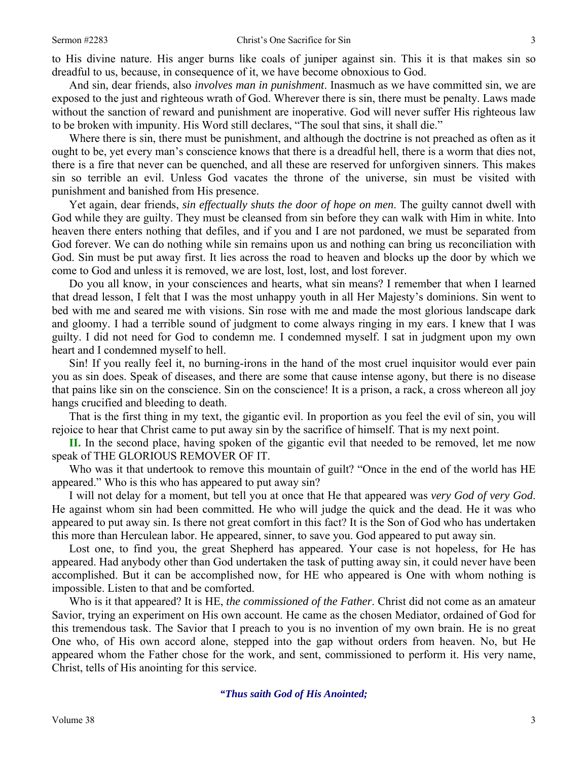to His divine nature. His anger burns like coals of juniper against sin. This it is that makes sin so dreadful to us, because, in consequence of it, we have become obnoxious to God.

And sin, dear friends, also *involves man in punishment*. Inasmuch as we have committed sin, we are exposed to the just and righteous wrath of God. Wherever there is sin, there must be penalty. Laws made without the sanction of reward and punishment are inoperative. God will never suffer His righteous law to be broken with impunity. His Word still declares, "The soul that sins, it shall die."

Where there is sin, there must be punishment, and although the doctrine is not preached as often as it ought to be, yet every man's conscience knows that there is a dreadful hell, there is a worm that dies not, there is a fire that never can be quenched, and all these are reserved for unforgiven sinners. This makes sin so terrible an evil. Unless God vacates the throne of the universe, sin must be visited with punishment and banished from His presence.

Yet again, dear friends, *sin effectually shuts the door of hope on men*. The guilty cannot dwell with God while they are guilty. They must be cleansed from sin before they can walk with Him in white. Into heaven there enters nothing that defiles, and if you and I are not pardoned, we must be separated from God forever. We can do nothing while sin remains upon us and nothing can bring us reconciliation with God. Sin must be put away first. It lies across the road to heaven and blocks up the door by which we come to God and unless it is removed, we are lost, lost, lost, and lost forever.

Do you all know, in your consciences and hearts, what sin means? I remember that when I learned that dread lesson, I felt that I was the most unhappy youth in all Her Majesty's dominions. Sin went to bed with me and seared me with visions. Sin rose with me and made the most glorious landscape dark and gloomy. I had a terrible sound of judgment to come always ringing in my ears. I knew that I was guilty. I did not need for God to condemn me. I condemned myself. I sat in judgment upon my own heart and I condemned myself to hell.

Sin! If you really feel it, no burning-irons in the hand of the most cruel inquisitor would ever pain you as sin does. Speak of diseases, and there are some that cause intense agony, but there is no disease that pains like sin on the conscience. Sin on the conscience! It is a prison, a rack, a cross whereon all joy hangs crucified and bleeding to death.

That is the first thing in my text, the gigantic evil. In proportion as you feel the evil of sin, you will rejoice to hear that Christ came to put away sin by the sacrifice of himself. That is my next point.

**II.** In the second place, having spoken of the gigantic evil that needed to be removed, let me now speak of THE GLORIOUS REMOVER OF IT.

Who was it that undertook to remove this mountain of guilt? "Once in the end of the world has HE appeared." Who is this who has appeared to put away sin?

I will not delay for a moment, but tell you at once that He that appeared was *very God of very God*. He against whom sin had been committed. He who will judge the quick and the dead. He it was who appeared to put away sin. Is there not great comfort in this fact? It is the Son of God who has undertaken this more than Herculean labor. He appeared, sinner, to save you. God appeared to put away sin.

Lost one, to find you, the great Shepherd has appeared. Your case is not hopeless, for He has appeared. Had anybody other than God undertaken the task of putting away sin, it could never have been accomplished. But it can be accomplished now, for HE who appeared is One with whom nothing is impossible. Listen to that and be comforted.

Who is it that appeared? It is HE, *the commissioned of the Father*. Christ did not come as an amateur Savior, trying an experiment on His own account. He came as the chosen Mediator, ordained of God for this tremendous task. The Savior that I preach to you is no invention of my own brain. He is no great One who, of His own accord alone, stepped into the gap without orders from heaven. No, but He appeared whom the Father chose for the work, and sent, commissioned to perform it. His very name, Christ, tells of His anointing for this service.

***"Thus saith God of His Anointed;***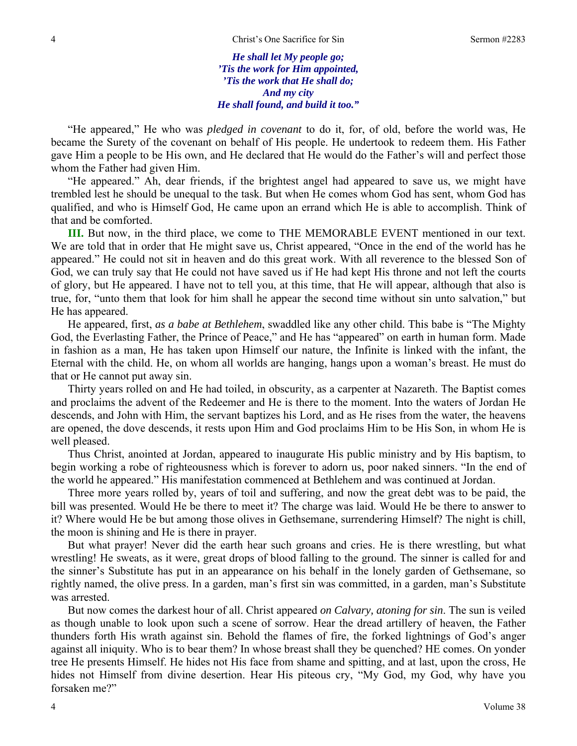*He shall let My people go;*
*'Tis the work for Him appointed,*
*'Tis the work that He shall do;*
*And my city*
*He shall found, and build it too."*

"He appeared," He who was *pledged in covenant* to do it, for, of old, before the world was, He became the Surety of the covenant on behalf of His people. He undertook to redeem them. His Father gave Him a people to be His own, and He declared that He would do the Father's will and perfect those whom the Father had given Him.

"He appeared." Ah, dear friends, if the brightest angel had appeared to save us, we might have trembled lest he should be unequal to the task. But when He comes whom God has sent, whom God has qualified, and who is Himself God, He came upon an errand which He is able to accomplish. Think of that and be comforted.

**III.** But now, in the third place, we come to THE MEMORABLE EVENT mentioned in our text. We are told that in order that He might save us, Christ appeared, "Once in the end of the world has he appeared." He could not sit in heaven and do this great work. With all reverence to the blessed Son of God, we can truly say that He could not have saved us if He had kept His throne and not left the courts of glory, but He appeared. I have not to tell you, at this time, that He will appear, although that also is true, for, "unto them that look for him shall he appear the second time without sin unto salvation," but He has appeared.

He appeared, first, *as a babe at Bethlehem*, swaddled like any other child. This babe is "The Mighty God, the Everlasting Father, the Prince of Peace," and He has "appeared" on earth in human form. Made in fashion as a man, He has taken upon Himself our nature, the Infinite is linked with the infant, the Eternal with the child. He, on whom all worlds are hanging, hangs upon a woman's breast. He must do that or He cannot put away sin.

Thirty years rolled on and He had toiled, in obscurity, as a carpenter at Nazareth. The Baptist comes and proclaims the advent of the Redeemer and He is there to the moment. Into the waters of Jordan He descends, and John with Him, the servant baptizes his Lord, and as He rises from the water, the heavens are opened, the dove descends, it rests upon Him and God proclaims Him to be His Son, in whom He is well pleased.

Thus Christ, anointed at Jordan, appeared to inaugurate His public ministry and by His baptism, to begin working a robe of righteousness which is forever to adorn us, poor naked sinners. "In the end of the world he appeared." His manifestation commenced at Bethlehem and was continued at Jordan.

Three more years rolled by, years of toil and suffering, and now the great debt was to be paid, the bill was presented. Would He be there to meet it? The charge was laid. Would He be there to answer to it? Where would He be but among those olives in Gethsemane, surrendering Himself? The night is chill, the moon is shining and He is there in prayer.

But what prayer! Never did the earth hear such groans and cries. He is there wrestling, but what wrestling! He sweats, as it were, great drops of blood falling to the ground. The sinner is called for and the sinner's Substitute has put in an appearance on his behalf in the lonely garden of Gethsemane, so rightly named, the olive press. In a garden, man's first sin was committed, in a garden, man's Substitute was arrested.

But now comes the darkest hour of all. Christ appeared *on Calvary, atoning for sin*. The sun is veiled as though unable to look upon such a scene of sorrow. Hear the dread artillery of heaven, the Father thunders forth His wrath against sin. Behold the flames of fire, the forked lightnings of God's anger against all iniquity. Who is to bear them? In whose breast shall they be quenched? HE comes. On yonder tree He presents Himself. He hides not His face from shame and spitting, and at last, upon the cross, He hides not Himself from divine desertion. Hear His piteous cry, "My God, my God, why have you forsaken me?"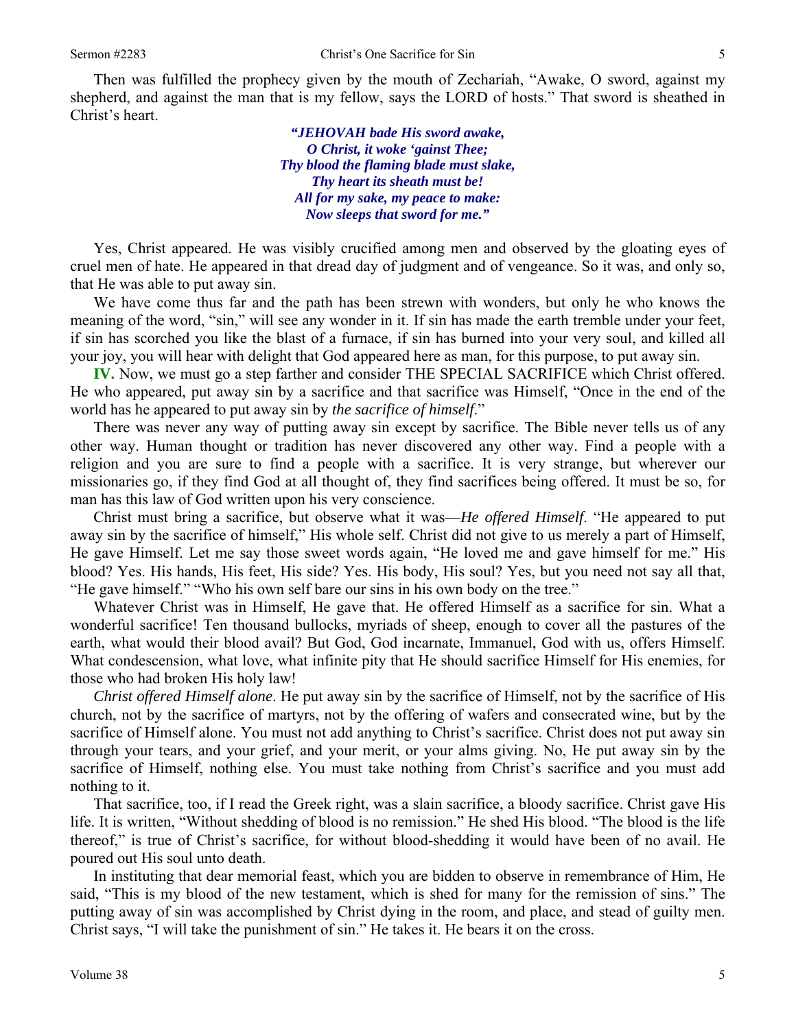Then was fulfilled the prophecy given by the mouth of Zechariah, "Awake, O sword, against my shepherd, and against the man that is my fellow, says the LORD of hosts." That sword is sheathed in Christ's heart.

> ***"JEHOVAH bade His sword awake,***
> ***O Christ, it woke 'gainst Thee;***
> ***Thy blood the flaming blade must slake,***
> ***Thy heart its sheath must be!***
> ***All for my sake, my peace to make:***
> ***Now sleeps that sword for me."***

Yes, Christ appeared. He was visibly crucified among men and observed by the gloating eyes of cruel men of hate. He appeared in that dread day of judgment and of vengeance. So it was, and only so, that He was able to put away sin.

We have come thus far and the path has been strewn with wonders, but only he who knows the meaning of the word, "sin," will see any wonder in it. If sin has made the earth tremble under your feet, if sin has scorched you like the blast of a furnace, if sin has burned into your very soul, and killed all your joy, you will hear with delight that God appeared here as man, for this purpose, to put away sin.

**IV.** Now, we must go a step farther and consider THE SPECIAL SACRIFICE which Christ offered. He who appeared, put away sin by a sacrifice and that sacrifice was Himself, "Once in the end of the world has he appeared to put away sin by *the sacrifice of himself*."

There was never any way of putting away sin except by sacrifice. The Bible never tells us of any other way. Human thought or tradition has never discovered any other way. Find a people with a religion and you are sure to find a people with a sacrifice. It is very strange, but wherever our missionaries go, if they find God at all thought of, they find sacrifices being offered. It must be so, for man has this law of God written upon his very conscience.

Christ must bring a sacrifice, but observe what it was—*He offered Himself*. "He appeared to put away sin by the sacrifice of himself," His whole self. Christ did not give to us merely a part of Himself, He gave Himself. Let me say those sweet words again, "He loved me and gave himself for me." His blood? Yes. His hands, His feet, His side? Yes. His body, His soul? Yes, but you need not say all that, "He gave himself." "Who his own self bare our sins in his own body on the tree."

Whatever Christ was in Himself, He gave that. He offered Himself as a sacrifice for sin. What a wonderful sacrifice! Ten thousand bullocks, myriads of sheep, enough to cover all the pastures of the earth, what would their blood avail? But God, God incarnate, Immanuel, God with us, offers Himself. What condescension, what love, what infinite pity that He should sacrifice Himself for His enemies, for those who had broken His holy law!

*Christ offered Himself alone*. He put away sin by the sacrifice of Himself, not by the sacrifice of His church, not by the sacrifice of martyrs, not by the offering of wafers and consecrated wine, but by the sacrifice of Himself alone. You must not add anything to Christ's sacrifice. Christ does not put away sin through your tears, and your grief, and your merit, or your alms giving. No, He put away sin by the sacrifice of Himself, nothing else. You must take nothing from Christ's sacrifice and you must add nothing to it.

That sacrifice, too, if I read the Greek right, was a slain sacrifice, a bloody sacrifice. Christ gave His life. It is written, "Without shedding of blood is no remission." He shed His blood. "The blood is the life thereof," is true of Christ's sacrifice, for without blood-shedding it would have been of no avail. He poured out His soul unto death.

In instituting that dear memorial feast, which you are bidden to observe in remembrance of Him, He said, "This is my blood of the new testament, which is shed for many for the remission of sins." The putting away of sin was accomplished by Christ dying in the room, and place, and stead of guilty men. Christ says, "I will take the punishment of sin." He takes it. He bears it on the cross.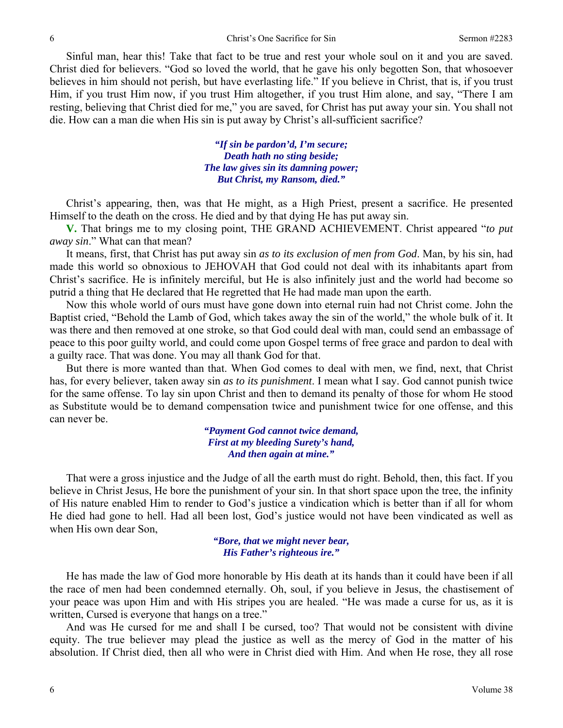Sinful man, hear this! Take that fact to be true and rest your whole soul on it and you are saved. Christ died for believers. "God so loved the world, that he gave his only begotten Son, that whosoever believes in him should not perish, but have everlasting life." If you believe in Christ, that is, if you trust Him, if you trust Him now, if you trust Him altogether, if you trust Him alone, and say, "There I am resting, believing that Christ died for me," you are saved, for Christ has put away your sin. You shall not die. How can a man die when His sin is put away by Christ's all-sufficient sacrifice?

> ***"If sin be pardon'd, I'm secure;***
> ***Death hath no sting beside;***
> ***The law gives sin its damning power;***
> ***But Christ, my Ransom, died."***

Christ's appearing, then, was that He might, as a High Priest, present a sacrifice. He presented Himself to the death on the cross. He died and by that dying He has put away sin.

**V.** That brings me to my closing point, THE GRAND ACHIEVEMENT. Christ appeared "*to put away sin*." What can that mean?

It means, first, that Christ has put away sin *as to its exclusion of men from God*. Man, by his sin, had made this world so obnoxious to JEHOVAH that God could not deal with its inhabitants apart from Christ's sacrifice. He is infinitely merciful, but He is also infinitely just and the world had become so putrid a thing that He declared that He regretted that He had made man upon the earth.

Now this whole world of ours must have gone down into eternal ruin had not Christ come. John the Baptist cried, "Behold the Lamb of God, which takes away the sin of the world," the whole bulk of it. It was there and then removed at one stroke, so that God could deal with man, could send an embassage of peace to this poor guilty world, and could come upon Gospel terms of free grace and pardon to deal with a guilty race. That was done. You may all thank God for that.

But there is more wanted than that. When God comes to deal with men, we find, next, that Christ has, for every believer, taken away sin *as to its punishment*. I mean what I say. God cannot punish twice for the same offense. To lay sin upon Christ and then to demand its penalty of those for whom He stood as Substitute would be to demand compensation twice and punishment twice for one offense, and this can never be.

> ***"Payment God cannot twice demand,***
> ***First at my bleeding Surety's hand,***
> ***And then again at mine."***

That were a gross injustice and the Judge of all the earth must do right. Behold, then, this fact. If you believe in Christ Jesus, He bore the punishment of your sin. In that short space upon the tree, the infinity of His nature enabled Him to render to God's justice a vindication which is better than if all for whom He died had gone to hell. Had all been lost, God's justice would not have been vindicated as well as when His own dear Son,

> ***"Bore, that we might never bear,***
> ***His Father's righteous ire."***

He has made the law of God more honorable by His death at its hands than it could have been if all the race of men had been condemned eternally. Oh, soul, if you believe in Jesus, the chastisement of your peace was upon Him and with His stripes you are healed. "He was made a curse for us, as it is written, Cursed is everyone that hangs on a tree."

And was He cursed for me and shall I be cursed, too? That would not be consistent with divine equity. The true believer may plead the justice as well as the mercy of God in the matter of his absolution. If Christ died, then all who were in Christ died with Him. And when He rose, they all rose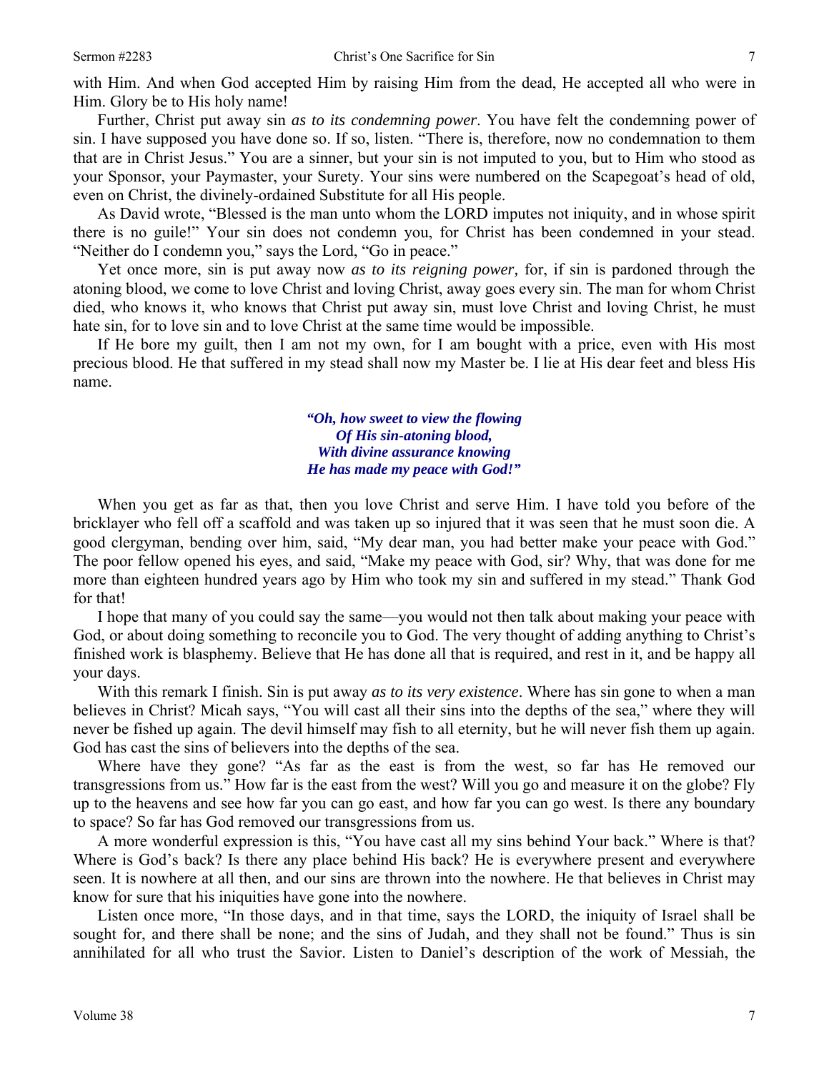with Him. And when God accepted Him by raising Him from the dead, He accepted all who were in Him. Glory be to His holy name!

Further, Christ put away sin *as to its condemning power*. You have felt the condemning power of sin. I have supposed you have done so. If so, listen. "There is, therefore, now no condemnation to them that are in Christ Jesus." You are a sinner, but your sin is not imputed to you, but to Him who stood as your Sponsor, your Paymaster, your Surety. Your sins were numbered on the Scapegoat's head of old, even on Christ, the divinely-ordained Substitute for all His people.

As David wrote, "Blessed is the man unto whom the LORD imputes not iniquity, and in whose spirit there is no guile!" Your sin does not condemn you, for Christ has been condemned in your stead. "Neither do I condemn you," says the Lord, "Go in peace."

Yet once more, sin is put away now *as to its reigning power,* for, if sin is pardoned through the atoning blood, we come to love Christ and loving Christ, away goes every sin. The man for whom Christ died, who knows it, who knows that Christ put away sin, must love Christ and loving Christ, he must hate sin, for to love sin and to love Christ at the same time would be impossible.

If He bore my guilt, then I am not my own, for I am bought with a price, even with His most precious blood. He that suffered in my stead shall now my Master be. I lie at His dear feet and bless His name.

> ***"Oh, how sweet to view the flowing***
> ***Of His sin-atoning blood,***
> ***With divine assurance knowing***
> ***He has made my peace with God!"***

When you get as far as that, then you love Christ and serve Him. I have told you before of the bricklayer who fell off a scaffold and was taken up so injured that it was seen that he must soon die. A good clergyman, bending over him, said, "My dear man, you had better make your peace with God." The poor fellow opened his eyes, and said, "Make my peace with God, sir? Why, that was done for me more than eighteen hundred years ago by Him who took my sin and suffered in my stead." Thank God for that!

I hope that many of you could say the same—you would not then talk about making your peace with God, or about doing something to reconcile you to God. The very thought of adding anything to Christ's finished work is blasphemy. Believe that He has done all that is required, and rest in it, and be happy all your days.

With this remark I finish. Sin is put away *as to its very existence*. Where has sin gone to when a man believes in Christ? Micah says, "You will cast all their sins into the depths of the sea," where they will never be fished up again. The devil himself may fish to all eternity, but he will never fish them up again. God has cast the sins of believers into the depths of the sea.

Where have they gone? "As far as the east is from the west, so far has He removed our transgressions from us." How far is the east from the west? Will you go and measure it on the globe? Fly up to the heavens and see how far you can go east, and how far you can go west. Is there any boundary to space? So far has God removed our transgressions from us.

A more wonderful expression is this, "You have cast all my sins behind Your back." Where is that? Where is God's back? Is there any place behind His back? He is everywhere present and everywhere seen. It is nowhere at all then, and our sins are thrown into the nowhere. He that believes in Christ may know for sure that his iniquities have gone into the nowhere.

Listen once more, "In those days, and in that time, says the LORD, the iniquity of Israel shall be sought for, and there shall be none; and the sins of Judah, and they shall not be found." Thus is sin annihilated for all who trust the Savior. Listen to Daniel's description of the work of Messiah, the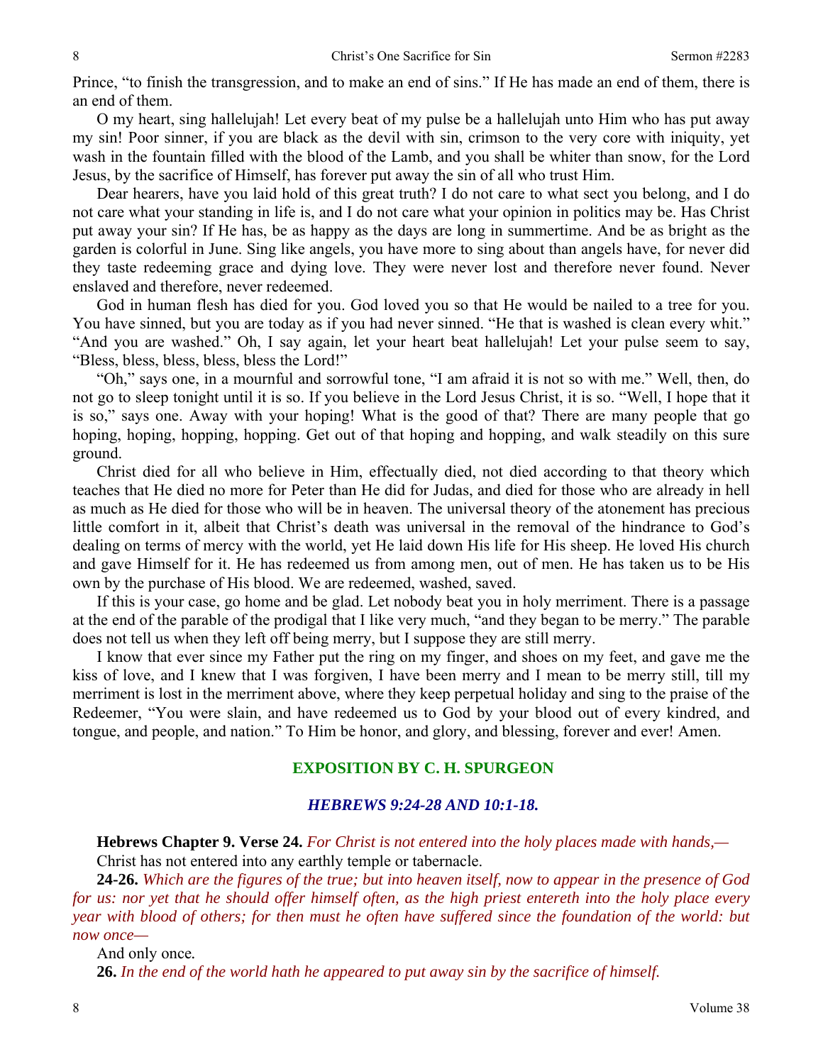Prince, "to finish the transgression, and to make an end of sins." If He has made an end of them, there is an end of them.

O my heart, sing hallelujah! Let every beat of my pulse be a hallelujah unto Him who has put away my sin! Poor sinner, if you are black as the devil with sin, crimson to the very core with iniquity, yet wash in the fountain filled with the blood of the Lamb, and you shall be whiter than snow, for the Lord Jesus, by the sacrifice of Himself, has forever put away the sin of all who trust Him.

Dear hearers, have you laid hold of this great truth? I do not care to what sect you belong, and I do not care what your standing in life is, and I do not care what your opinion in politics may be. Has Christ put away your sin? If He has, be as happy as the days are long in summertime. And be as bright as the garden is colorful in June. Sing like angels, you have more to sing about than angels have, for never did they taste redeeming grace and dying love. They were never lost and therefore never found. Never enslaved and therefore, never redeemed.

God in human flesh has died for you. God loved you so that He would be nailed to a tree for you. You have sinned, but you are today as if you had never sinned. "He that is washed is clean every whit." "And you are washed." Oh, I say again, let your heart beat hallelujah! Let your pulse seem to say, "Bless, bless, bless, bless, bless the Lord!"

"Oh," says one, in a mournful and sorrowful tone, "I am afraid it is not so with me." Well, then, do not go to sleep tonight until it is so. If you believe in the Lord Jesus Christ, it is so. "Well, I hope that it is so," says one. Away with your hoping! What is the good of that? There are many people that go hoping, hoping, hopping, hopping. Get out of that hoping and hopping, and walk steadily on this sure ground.

Christ died for all who believe in Him, effectually died, not died according to that theory which teaches that He died no more for Peter than He did for Judas, and died for those who are already in hell as much as He died for those who will be in heaven. The universal theory of the atonement has precious little comfort in it, albeit that Christ's death was universal in the removal of the hindrance to God's dealing on terms of mercy with the world, yet He laid down His life for His sheep. He loved His church and gave Himself for it. He has redeemed us from among men, out of men. He has taken us to be His own by the purchase of His blood. We are redeemed, washed, saved.

If this is your case, go home and be glad. Let nobody beat you in holy merriment. There is a passage at the end of the parable of the prodigal that I like very much, "and they began to be merry." The parable does not tell us when they left off being merry, but I suppose they are still merry.

I know that ever since my Father put the ring on my finger, and shoes on my feet, and gave me the kiss of love, and I knew that I was forgiven, I have been merry and I mean to be merry still, till my merriment is lost in the merriment above, where they keep perpetual holiday and sing to the praise of the Redeemer, "You were slain, and have redeemed us to God by your blood out of every kindred, and tongue, and people, and nation." To Him be honor, and glory, and blessing, forever and ever! Amen.

## EXPOSITION BY C. H. SPURGEON

### *HEBREWS 9:24-28 AND 10:1-18.*

**Hebrews Chapter 9. Verse 24.** *For Christ is not entered into the holy places made with hands,—*

Christ has not entered into any earthly temple or tabernacle.

**24-26.** *Which are the figures of the true; but into heaven itself, now to appear in the presence of God for us: nor yet that he should offer himself often, as the high priest entereth into the holy place every year with blood of others; for then must he often have suffered since the foundation of the world: but now once—*

And only once.

**26.** *In the end of the world hath he appeared to put away sin by the sacrifice of himself.*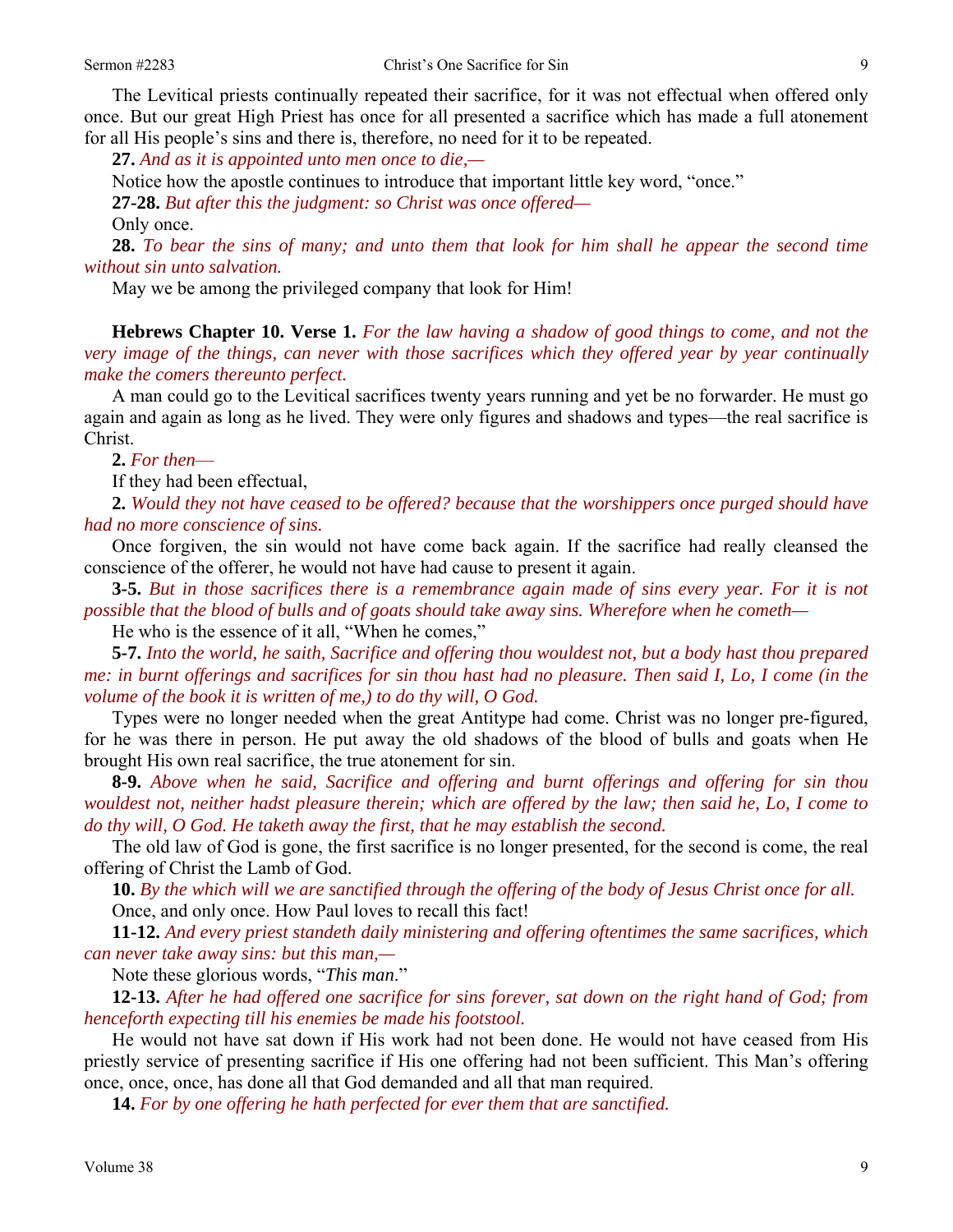The Levitical priests continually repeated their sacrifice, for it was not effectual when offered only once. But our great High Priest has once for all presented a sacrifice which has made a full atonement for all His people's sins and there is, therefore, no need for it to be repeated.

**27.** *And as it is appointed unto men once to die,—*

Notice how the apostle continues to introduce that important little key word, "once."

**27-28.** *But after this the judgment: so Christ was once offered—*

Only once.

**28.** *To bear the sins of many; and unto them that look for him shall he appear the second time without sin unto salvation.*

May we be among the privileged company that look for Him!

**Hebrews Chapter 10. Verse 1.** *For the law having a shadow of good things to come, and not the very image of the things, can never with those sacrifices which they offered year by year continually make the comers thereunto perfect.*

A man could go to the Levitical sacrifices twenty years running and yet be no forwarder. He must go again and again as long as he lived. They were only figures and shadows and types—the real sacrifice is Christ.

**2.** *For then*—

If they had been effectual,

**2.** *Would they not have ceased to be offered? because that the worshippers once purged should have had no more conscience of sins.*

Once forgiven, the sin would not have come back again. If the sacrifice had really cleansed the conscience of the offerer, he would not have had cause to present it again.

**3-5.** *But in those sacrifices there is a remembrance again made of sins every year. For it is not possible that the blood of bulls and of goats should take away sins. Wherefore when he cometh—*

He who is the essence of it all, "When he comes,"

**5-7.** *Into the world, he saith, Sacrifice and offering thou wouldest not, but a body hast thou prepared me: in burnt offerings and sacrifices for sin thou hast had no pleasure. Then said I, Lo, I come (in the volume of the book it is written of me,) to do thy will, O God.*

Types were no longer needed when the great Antitype had come. Christ was no longer pre-figured, for he was there in person. He put away the old shadows of the blood of bulls and goats when He brought His own real sacrifice, the true atonement for sin.

**8-9.** *Above when he said, Sacrifice and offering and burnt offerings and offering for sin thou wouldest not, neither hadst pleasure therein; which are offered by the law; then said he, Lo, I come to do thy will, O God. He taketh away the first, that he may establish the second.*

The old law of God is gone, the first sacrifice is no longer presented, for the second is come, the real offering of Christ the Lamb of God.

**10.** *By the which will we are sanctified through the offering of the body of Jesus Christ once for all.*

Once, and only once. How Paul loves to recall this fact!

**11-12.** *And every priest standeth daily ministering and offering oftentimes the same sacrifices, which can never take away sins: but this man,—*

Note these glorious words, "*This man*."

**12-13.** *After he had offered one sacrifice for sins forever, sat down on the right hand of God; from henceforth expecting till his enemies be made his footstool.*

He would not have sat down if His work had not been done. He would not have ceased from His priestly service of presenting sacrifice if His one offering had not been sufficient. This Man's offering once, once, once, has done all that God demanded and all that man required.

**14.** *For by one offering he hath perfected for ever them that are sanctified.*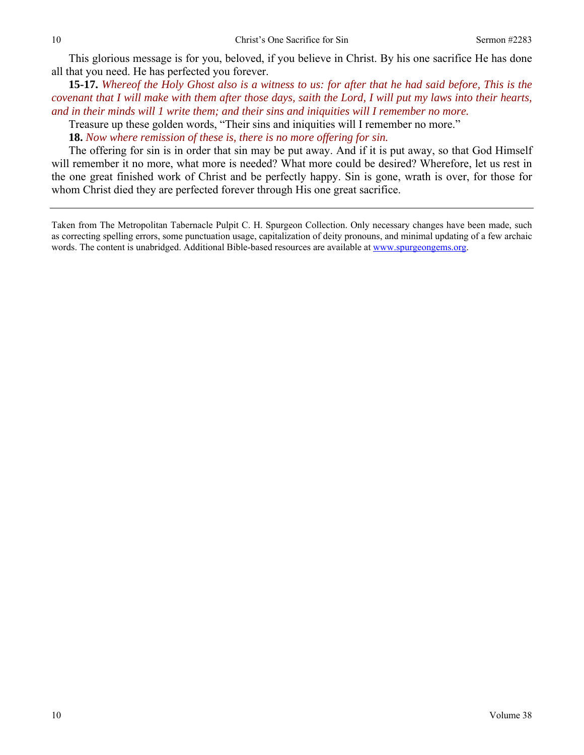This glorious message is for you, beloved, if you believe in Christ. By his one sacrifice He has done all that you need. He has perfected you forever.

**15-17.** *Whereof the Holy Ghost also is a witness to us: for after that he had said before, This is the covenant that I will make with them after those days, saith the Lord, I will put my laws into their hearts, and in their minds will 1 write them; and their sins and iniquities will I remember no more.*

Treasure up these golden words, "Their sins and iniquities will I remember no more."

**18.** *Now where remission of these is, there is no more offering for sin.*

The offering for sin is in order that sin may be put away. And if it is put away, so that God Himself will remember it no more, what more is needed? What more could be desired? Wherefore, let us rest in the one great finished work of Christ and be perfectly happy. Sin is gone, wrath is over, for those for whom Christ died they are perfected forever through His one great sacrifice.

---

Taken from The Metropolitan Tabernacle Pulpit C. H. Spurgeon Collection. Only necessary changes have been made, such as correcting spelling errors, some punctuation usage, capitalization of deity pronouns, and minimal updating of a few archaic words. The content is unabridged. Additional Bible-based resources are available at www.spurgeongems.org.